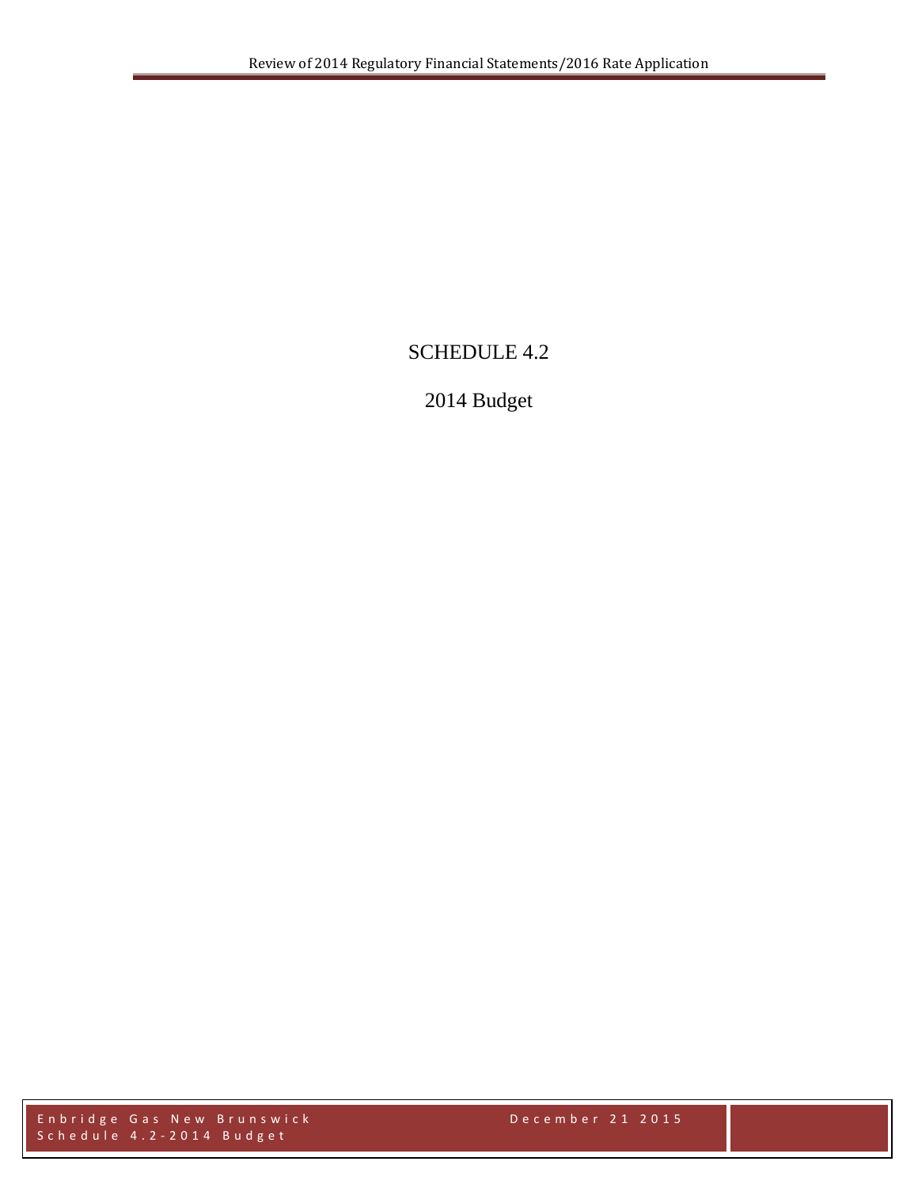# SCHEDULE 4.2

## 2014 Budget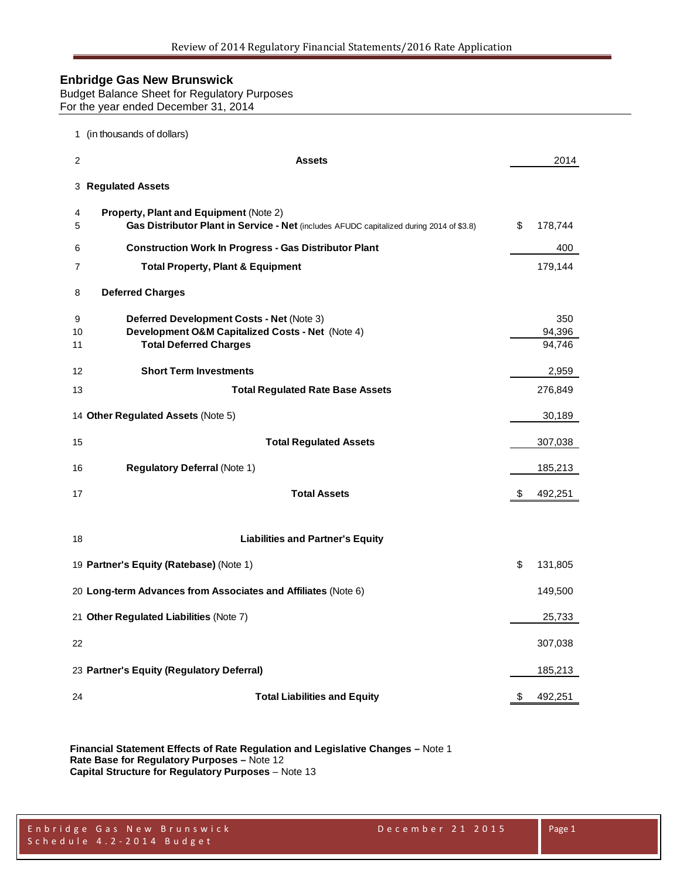# Enbridge Gas New Brunswick

Budget Balance Sheet for Regulatory Purposes
For the year ended December 31, 2014

| Line | Description | | 2014 |
|---|---|---|---|
| 1 | (in thousands of dollars) | | |
| 2 | **Assets** | | 2014 |
| 3 | **Regulated Assets** | | |
| 4 | **Property, Plant and Equipment** (Note 2) | | |
| 5 | **Gas Distributor Plant in Service - Net** (includes AFUDC capitalized during 2014 of $3.8) | $ | 178,744 |
| 6 | **Construction Work In Progress - Gas Distributor Plant** | | 400 |
| 7 | **Total Property, Plant & Equipment** | | 179,144 |
| 8 | **Deferred Charges** | | |
| 9 | **Deferred Development Costs - Net** (Note 3) | | 350 |
| 10 | **Development O&M Capitalized Costs - Net** (Note 4) | | 94,396 |
| 11 | **Total Deferred Charges** | | 94,746 |
| 12 | **Short Term Investments** | | 2,959 |
| 13 | **Total Regulated Rate Base Assets** | | 276,849 |
| 14 | **Other Regulated Assets** (Note 5) | | 30,189 |
| 15 | **Total Regulated Assets** | | 307,038 |
| 16 | **Regulatory Deferral** (Note 1) | | 185,213 |
| 17 | **Total Assets** | $ | 492,251 |
| 18 | **Liabilities and Partner's Equity** | | |
| 19 | **Partner's Equity (Ratebase)** (Note 1) | $ | 131,805 |
| 20 | **Long-term Advances from Associates and Affiliates** (Note 6) | | 149,500 |
| 21 | **Other Regulated Liabilities** (Note 7) | | 25,733 |
| 22 | | | 307,038 |
| 23 | **Partner's Equity (Regulatory Deferral)** | | 185,213 |
| 24 | **Total Liabilities and Equity** | $ | 492,251 |

**Financial Statement Effects of Rate Regulation and Legislative Changes –** Note 1
**Rate Base for Regulatory Purposes –** Note 12
**Capital Structure for Regulatory Purposes** – Note 13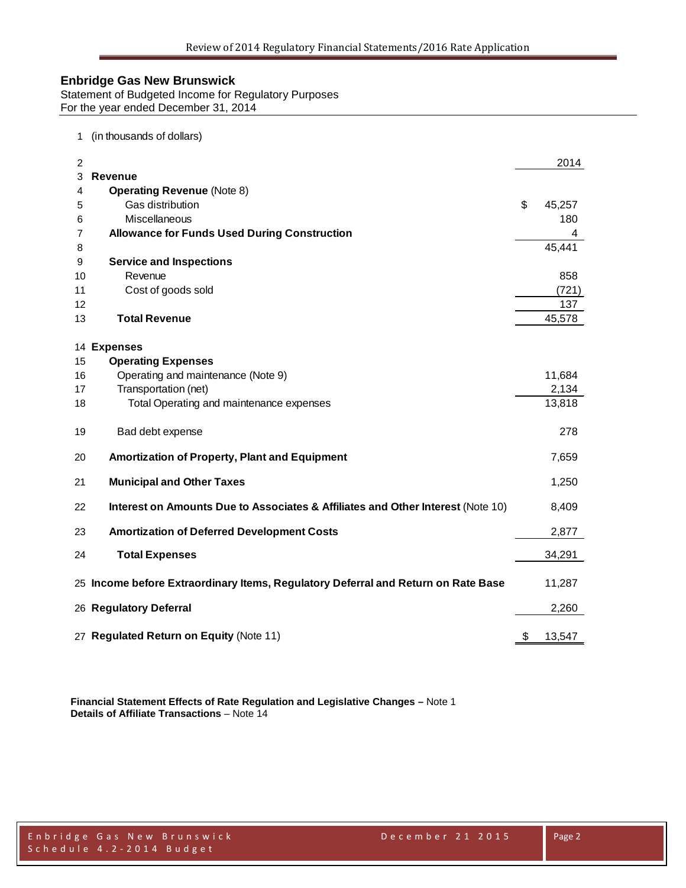## Enbridge Gas New Brunswick

Statement of Budgeted Income for Regulatory Purposes
For the year ended December 31, 2014

| Line | Description | 2014 |
|---|---|---|
| 1 | (in thousands of dollars) | |
| 2 | | 2014 |
| 3 | **Revenue** | |
| 4 | **Operating Revenue** (Note 8) | |
| 5 | Gas distribution | $ 45,257 |
| 6 | Miscellaneous | 180 |
| 7 | **Allowance for Funds Used During Construction** | 4 |
| 8 | | 45,441 |
| 9 | **Service and Inspections** | |
| 10 | Revenue | 858 |
| 11 | Cost of goods sold | (721) |
| 12 | | 137 |
| 13 | **Total Revenue** | 45,578 |
| 14 | **Expenses** | |
| 15 | **Operating Expenses** | |
| 16 | Operating and maintenance (Note 9) | 11,684 |
| 17 | Transportation (net) | 2,134 |
| 18 | Total Operating and maintenance expenses | 13,818 |
| 19 | Bad debt expense | 278 |
| 20 | **Amortization of Property, Plant and Equipment** | 7,659 |
| 21 | **Municipal and Other Taxes** | 1,250 |
| 22 | **Interest on Amounts Due to Associates & Affiliates and Other Interest** (Note 10) | 8,409 |
| 23 | **Amortization of Deferred Development Costs** | 2,877 |
| 24 | **Total Expenses** | 34,291 |
| 25 | **Income before Extraordinary Items, Regulatory Deferral and Return on Rate Base** | 11,287 |
| 26 | **Regulatory Deferral** | 2,260 |
| 27 | **Regulated Return on Equity** (Note 11) | $ 13,547 |

**Financial Statement Effects of Rate Regulation and Legislative Changes –** Note 1
**Details of Affiliate Transactions** – Note 14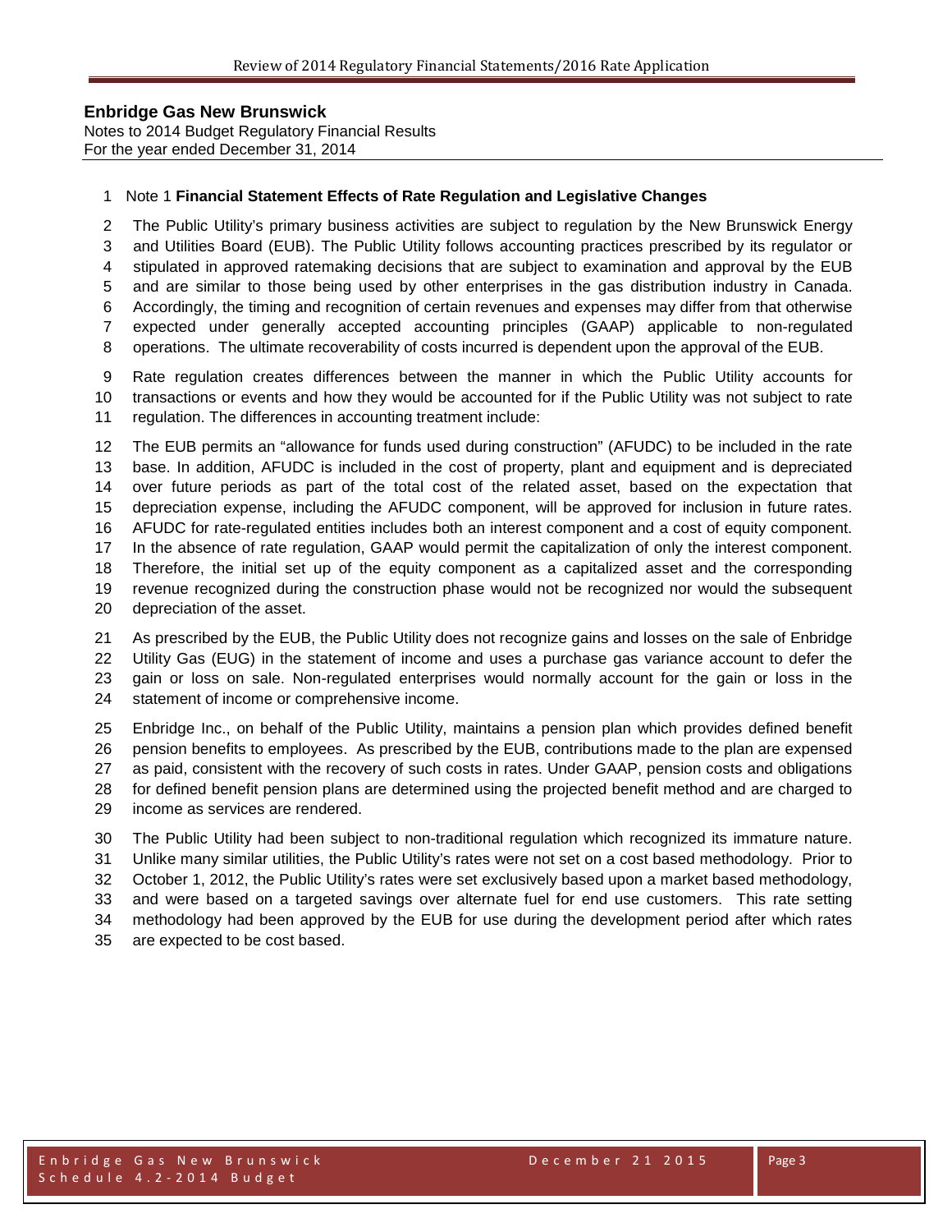**Enbridge Gas New Brunswick**
Notes to 2014 Budget Regulatory Financial Results
For the year ended December 31, 2014

Note 1 **Financial Statement Effects of Rate Regulation and Legislative Changes**

The Public Utility's primary business activities are subject to regulation by the New Brunswick Energy and Utilities Board (EUB). The Public Utility follows accounting practices prescribed by its regulator or stipulated in approved ratemaking decisions that are subject to examination and approval by the EUB and are similar to those being used by other enterprises in the gas distribution industry in Canada. Accordingly, the timing and recognition of certain revenues and expenses may differ from that otherwise expected under generally accepted accounting principles (GAAP) applicable to non-regulated operations. The ultimate recoverability of costs incurred is dependent upon the approval of the EUB.

Rate regulation creates differences between the manner in which the Public Utility accounts for transactions or events and how they would be accounted for if the Public Utility was not subject to rate regulation. The differences in accounting treatment include:

The EUB permits an "allowance for funds used during construction" (AFUDC) to be included in the rate base. In addition, AFUDC is included in the cost of property, plant and equipment and is depreciated over future periods as part of the total cost of the related asset, based on the expectation that depreciation expense, including the AFUDC component, will be approved for inclusion in future rates. AFUDC for rate-regulated entities includes both an interest component and a cost of equity component. In the absence of rate regulation, GAAP would permit the capitalization of only the interest component. Therefore, the initial set up of the equity component as a capitalized asset and the corresponding revenue recognized during the construction phase would not be recognized nor would the subsequent depreciation of the asset.

As prescribed by the EUB, the Public Utility does not recognize gains and losses on the sale of Enbridge Utility Gas (EUG) in the statement of income and uses a purchase gas variance account to defer the gain or loss on sale. Non-regulated enterprises would normally account for the gain or loss in the statement of income or comprehensive income.

Enbridge Inc., on behalf of the Public Utility, maintains a pension plan which provides defined benefit pension benefits to employees. As prescribed by the EUB, contributions made to the plan are expensed as paid, consistent with the recovery of such costs in rates. Under GAAP, pension costs and obligations for defined benefit pension plans are determined using the projected benefit method and are charged to income as services are rendered.

The Public Utility had been subject to non-traditional regulation which recognized its immature nature. Unlike many similar utilities, the Public Utility's rates were not set on a cost based methodology. Prior to October 1, 2012, the Public Utility's rates were set exclusively based upon a market based methodology, and were based on a targeted savings over alternate fuel for end use customers. This rate setting methodology had been approved by the EUB for use during the development period after which rates are expected to be cost based.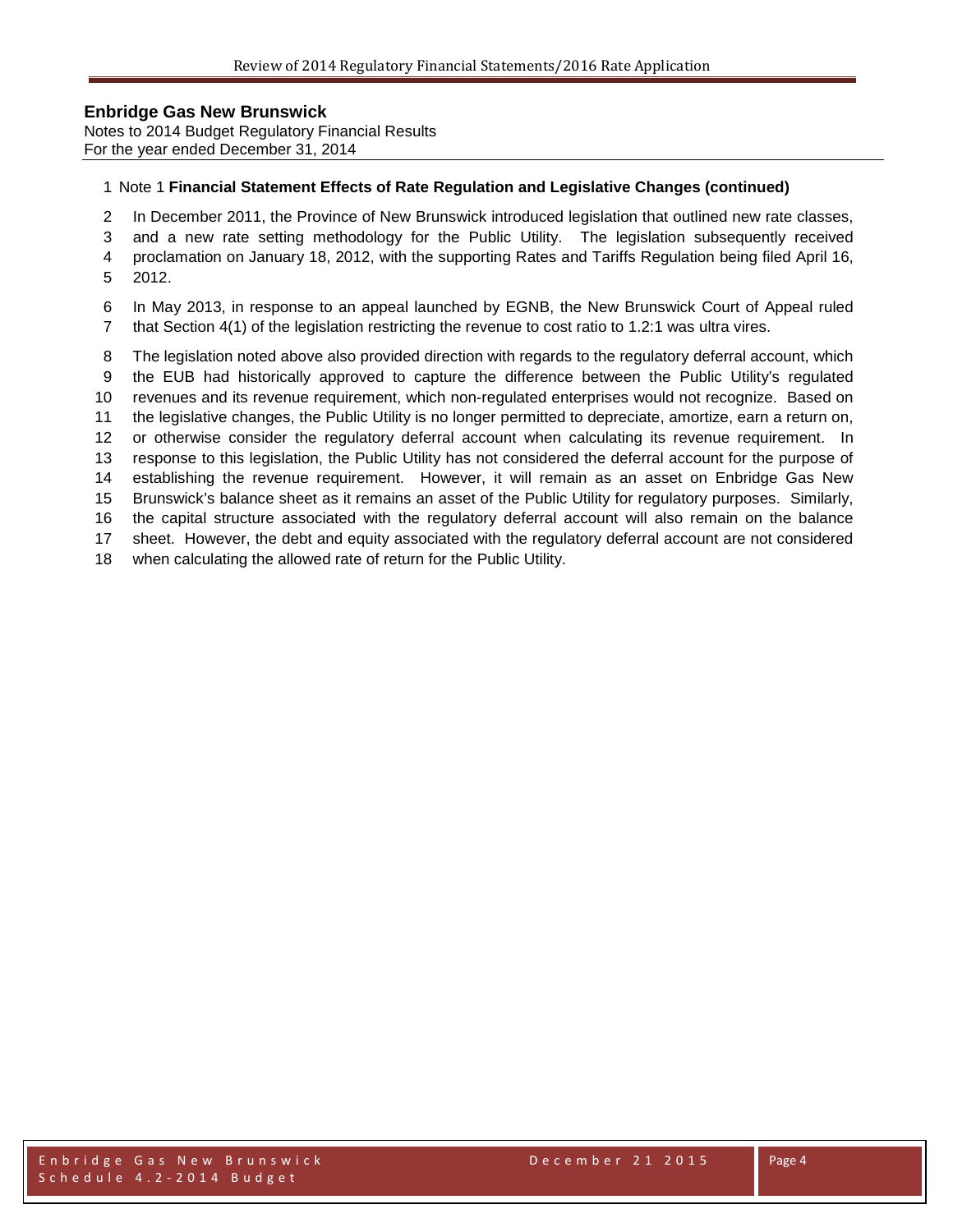**Enbridge Gas New Brunswick**
Notes to 2014 Budget Regulatory Financial Results
For the year ended December 31, 2014

Note 1 **Financial Statement Effects of Rate Regulation and Legislative Changes (continued)**

In December 2011, the Province of New Brunswick introduced legislation that outlined new rate classes, and a new rate setting methodology for the Public Utility. The legislation subsequently received proclamation on January 18, 2012, with the supporting Rates and Tariffs Regulation being filed April 16, 2012.

In May 2013, in response to an appeal launched by EGNB, the New Brunswick Court of Appeal ruled that Section 4(1) of the legislation restricting the revenue to cost ratio to 1.2:1 was ultra vires.

The legislation noted above also provided direction with regards to the regulatory deferral account, which the EUB had historically approved to capture the difference between the Public Utility's regulated revenues and its revenue requirement, which non-regulated enterprises would not recognize. Based on the legislative changes, the Public Utility is no longer permitted to depreciate, amortize, earn a return on, or otherwise consider the regulatory deferral account when calculating its revenue requirement. In response to this legislation, the Public Utility has not considered the deferral account for the purpose of establishing the revenue requirement. However, it will remain as an asset on Enbridge Gas New Brunswick's balance sheet as it remains an asset of the Public Utility for regulatory purposes. Similarly, the capital structure associated with the regulatory deferral account will also remain on the balance sheet. However, the debt and equity associated with the regulatory deferral account are not considered when calculating the allowed rate of return for the Public Utility.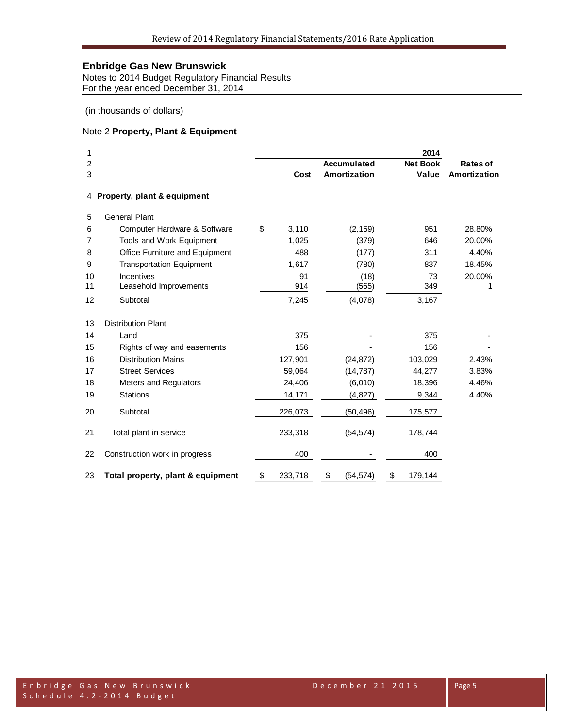**Enbridge Gas New Brunswick**
Notes to 2014 Budget Regulatory Financial Results
For the year ended December 31, 2014

(in thousands of dollars)

Note 2 **Property, Plant & Equipment**

| | | | 2014 | | |
|---|---|---|---|---|---|
| | | Cost | Accumulated Amortization | Net Book Value | Rates of Amortization |
| 4 | **Property, plant & equipment** | | | | |
| 5 | General Plant | | | | |
| 6 | Computer Hardware & Software | $ 3,110 | (2,159) | 951 | 28.80% |
| 7 | Tools and Work Equipment | 1,025 | (379) | 646 | 20.00% |
| 8 | Office Furniture and Equipment | 488 | (177) | 311 | 4.40% |
| 9 | Transportation Equipment | 1,617 | (780) | 837 | 18.45% |
| 10 | Incentives | 91 | (18) | 73 | 20.00% |
| 11 | Leasehold Improvements | 914 | (565) | 349 | 1 |
| 12 | Subtotal | 7,245 | (4,078) | 3,167 | |
| 13 | Distribution Plant | | | | |
| 14 | Land | 375 | - | 375 | - |
| 15 | Rights of way and easements | 156 | - | 156 | - |
| 16 | Distribution Mains | 127,901 | (24,872) | 103,029 | 2.43% |
| 17 | Street Services | 59,064 | (14,787) | 44,277 | 3.83% |
| 18 | Meters and Regulators | 24,406 | (6,010) | 18,396 | 4.46% |
| 19 | Stations | 14,171 | (4,827) | 9,344 | 4.40% |
| 20 | Subtotal | 226,073 | (50,496) | 175,577 | |
| 21 | Total plant in service | 233,318 | (54,574) | 178,744 | |
| 22 | Construction work in progress | 400 | - | 400 | |
| 23 | **Total property, plant & equipment** | $ 233,718 | $ (54,574) | $ 179,144 | |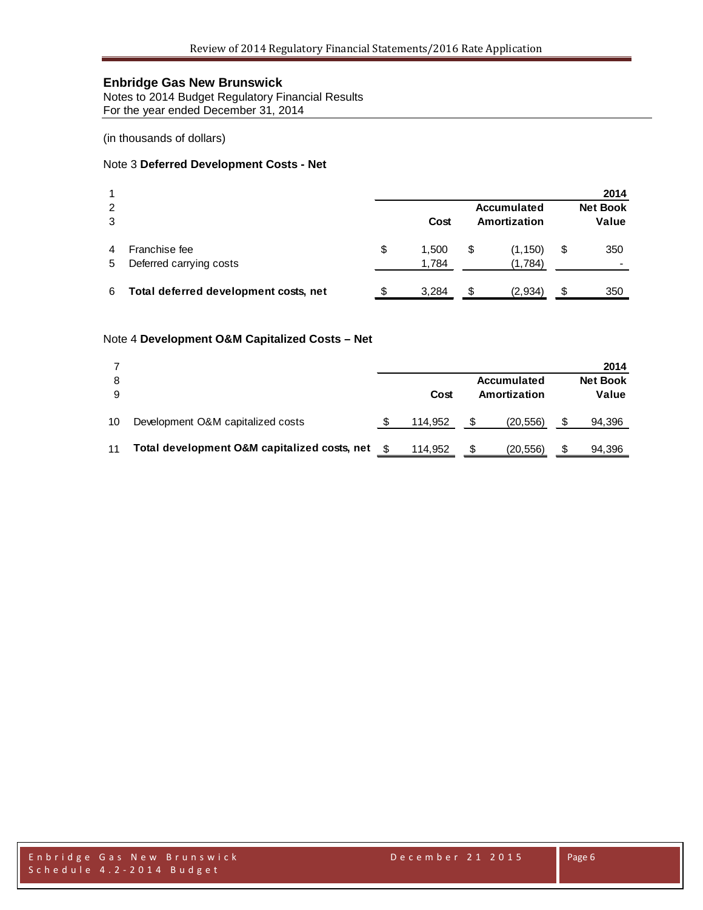**Enbridge Gas New Brunswick**
Notes to 2014 Budget Regulatory Financial Results
For the year ended December 31, 2014

(in thousands of dollars)

Note 3 **Deferred Development Costs - Net**

| | | | | 2014 |
|---|---|---|---|---|
| | | | Accumulated | Net Book |
| | | Cost | Amortization | Value |
| 4 | Franchise fee | $ 1,500 | $ (1,150) | $ 350 |
| 5 | Deferred carrying costs | 1,784 | (1,784) | - |
| 6 | **Total deferred development costs, net** | $ 3,284 | $ (2,934) | $ 350 |

Note 4 **Development O&M Capitalized Costs – Net**

| | | | | 2014 |
|---|---|---|---|---|
| | | | Accumulated | Net Book |
| | | Cost | Amortization | Value |
| 10 | Development O&M capitalized costs | $ 114,952 | $ (20,556) | $ 94,396 |
| 11 | **Total development O&M capitalized costs, net** | $ 114,952 | $ (20,556) | $ 94,396 |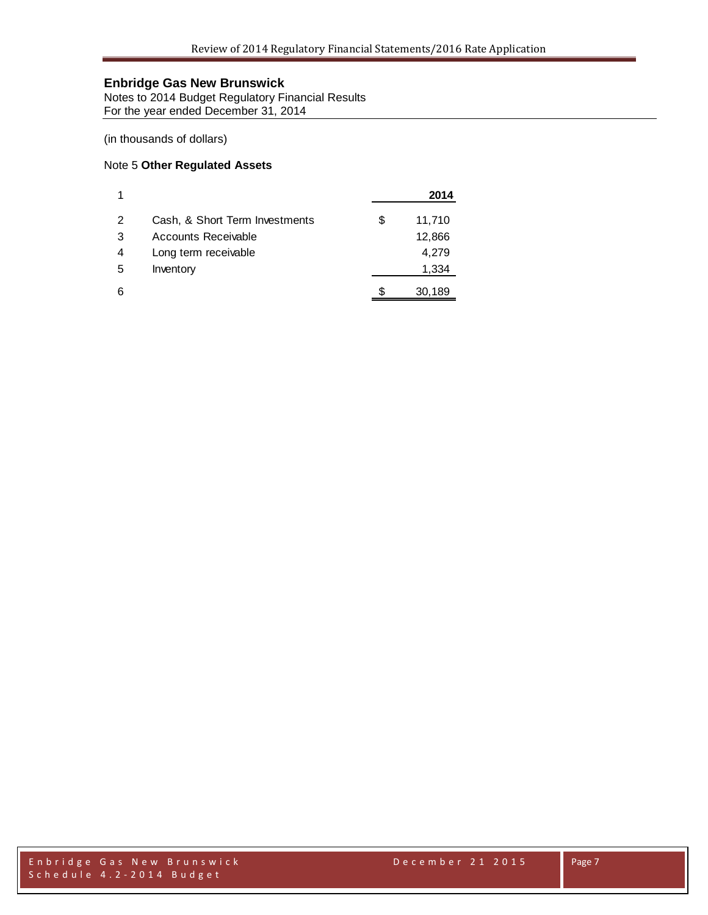**Enbridge Gas New Brunswick**
Notes to 2014 Budget Regulatory Financial Results
For the year ended December 31, 2014

(in thousands of dollars)

Note 5 **Other Regulated Assets**

| 1 | | | **2014** |
|---|---|---|---|
| 2 | Cash, & Short Term Investments | $ | 11,710 |
| 3 | Accounts Receivable | | 12,866 |
| 4 | Long term receivable | | 4,279 |
| 5 | Inventory | | 1,334 |
| 6 | | $ | 30,189 |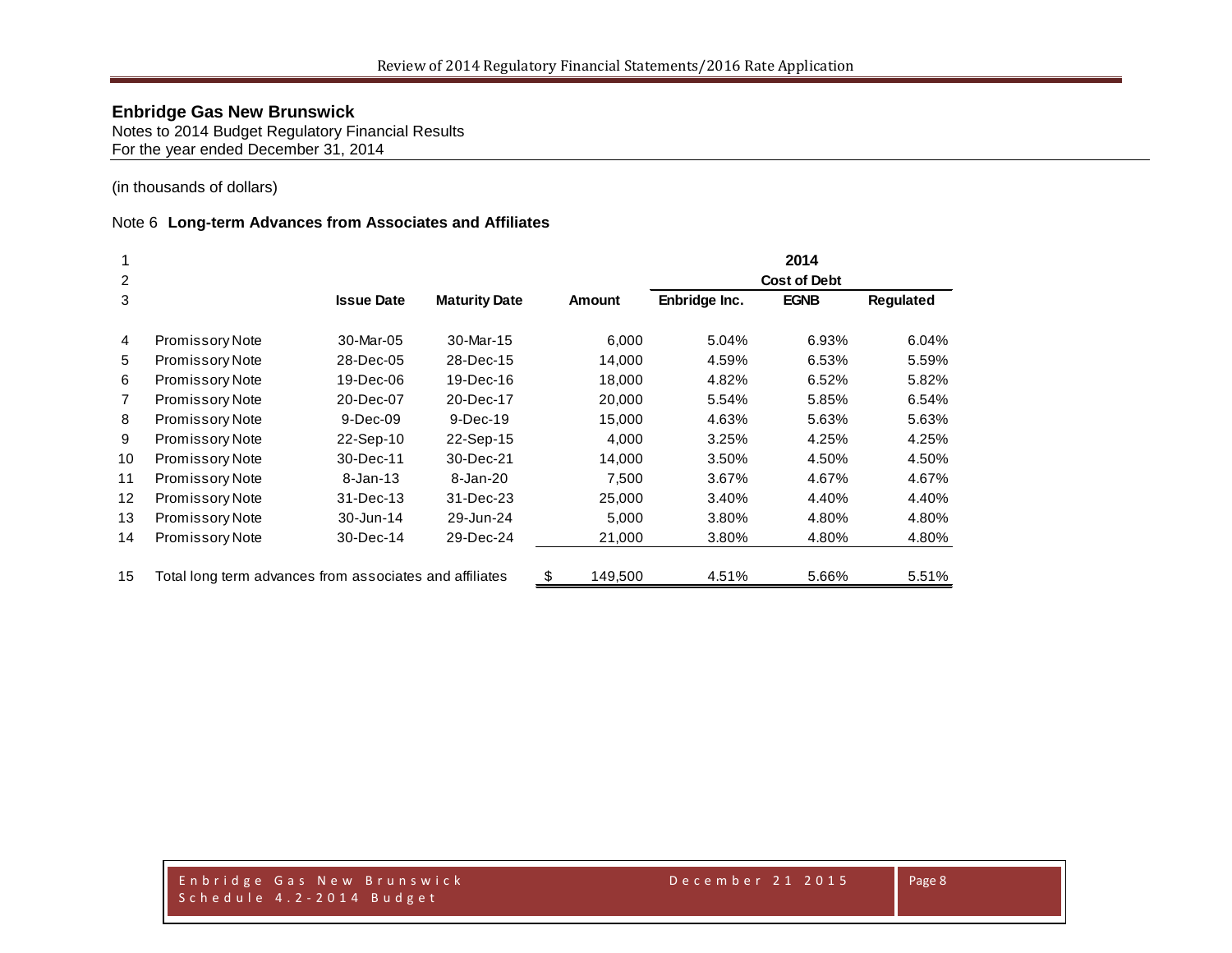## Enbridge Gas New Brunswick

Notes to 2014 Budget Regulatory Financial Results
For the year ended December 31, 2014

(in thousands of dollars)

Note 6 **Long-term Advances from Associates and Affiliates**

| | | | | | 2014 | | |
|---|---|---|---|---|---|---|---|
| | | | | | Cost of Debt | | |
| | | **Issue Date** | **Maturity Date** | **Amount** | **Enbridge Inc.** | **EGNB** | **Regulated** |
| 4 | Promissory Note | 30-Mar-05 | 30-Mar-15 | 6,000 | 5.04% | 6.93% | 6.04% |
| 5 | Promissory Note | 28-Dec-05 | 28-Dec-15 | 14,000 | 4.59% | 6.53% | 5.59% |
| 6 | Promissory Note | 19-Dec-06 | 19-Dec-16 | 18,000 | 4.82% | 6.52% | 5.82% |
| 7 | Promissory Note | 20-Dec-07 | 20-Dec-17 | 20,000 | 5.54% | 5.85% | 6.54% |
| 8 | Promissory Note | 9-Dec-09 | 9-Dec-19 | 15,000 | 4.63% | 5.63% | 5.63% |
| 9 | Promissory Note | 22-Sep-10 | 22-Sep-15 | 4,000 | 3.25% | 4.25% | 4.25% |
| 10 | Promissory Note | 30-Dec-11 | 30-Dec-21 | 14,000 | 3.50% | 4.50% | 4.50% |
| 11 | Promissory Note | 8-Jan-13 | 8-Jan-20 | 7,500 | 3.67% | 4.67% | 4.67% |
| 12 | Promissory Note | 31-Dec-13 | 31-Dec-23 | 25,000 | 3.40% | 4.40% | 4.40% |
| 13 | Promissory Note | 30-Jun-14 | 29-Jun-24 | 5,000 | 3.80% | 4.80% | 4.80% |
| 14 | Promissory Note | 30-Dec-14 | 29-Dec-24 | 21,000 | 3.80% | 4.80% | 4.80% |
| 15 | Total long term advances from associates and affiliates | | | $ 149,500 | 4.51% | 5.66% | 5.51% |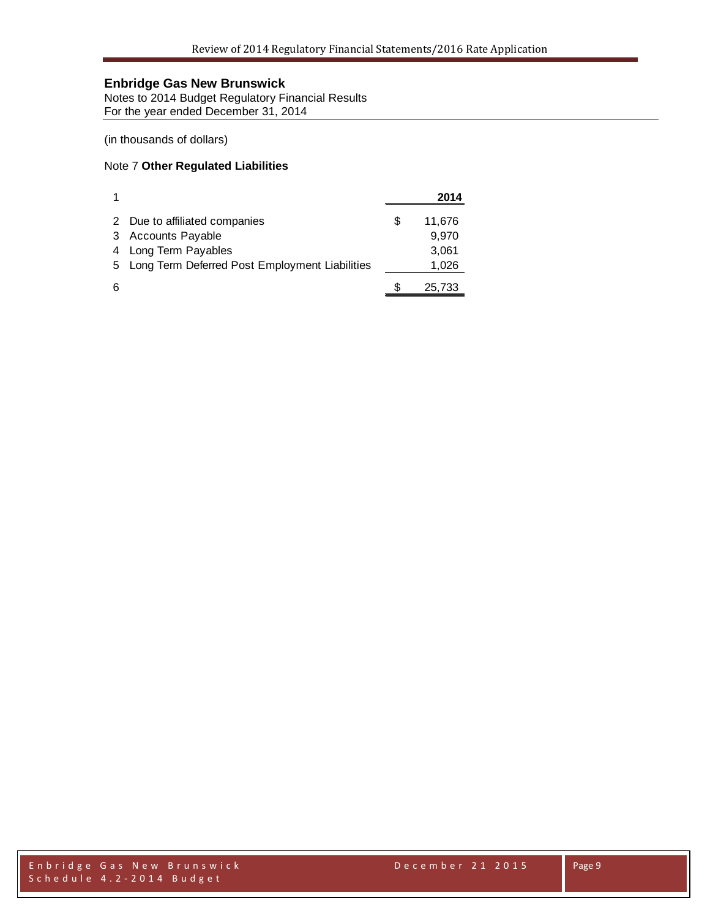**Enbridge Gas New Brunswick**
Notes to 2014 Budget Regulatory Financial Results
For the year ended December 31, 2014

(in thousands of dollars)

Note 7 **Other Regulated Liabilities**

| 1 | | | **2014** |
|---|---|---|---|
| 2 | Due to affiliated companies | $ | 11,676 |
| 3 | Accounts Payable | | 9,970 |
| 4 | Long Term Payables | | 3,061 |
| 5 | Long Term Deferred Post Employment Liabilities | | 1,026 |
| 6 | | $ | 25,733 |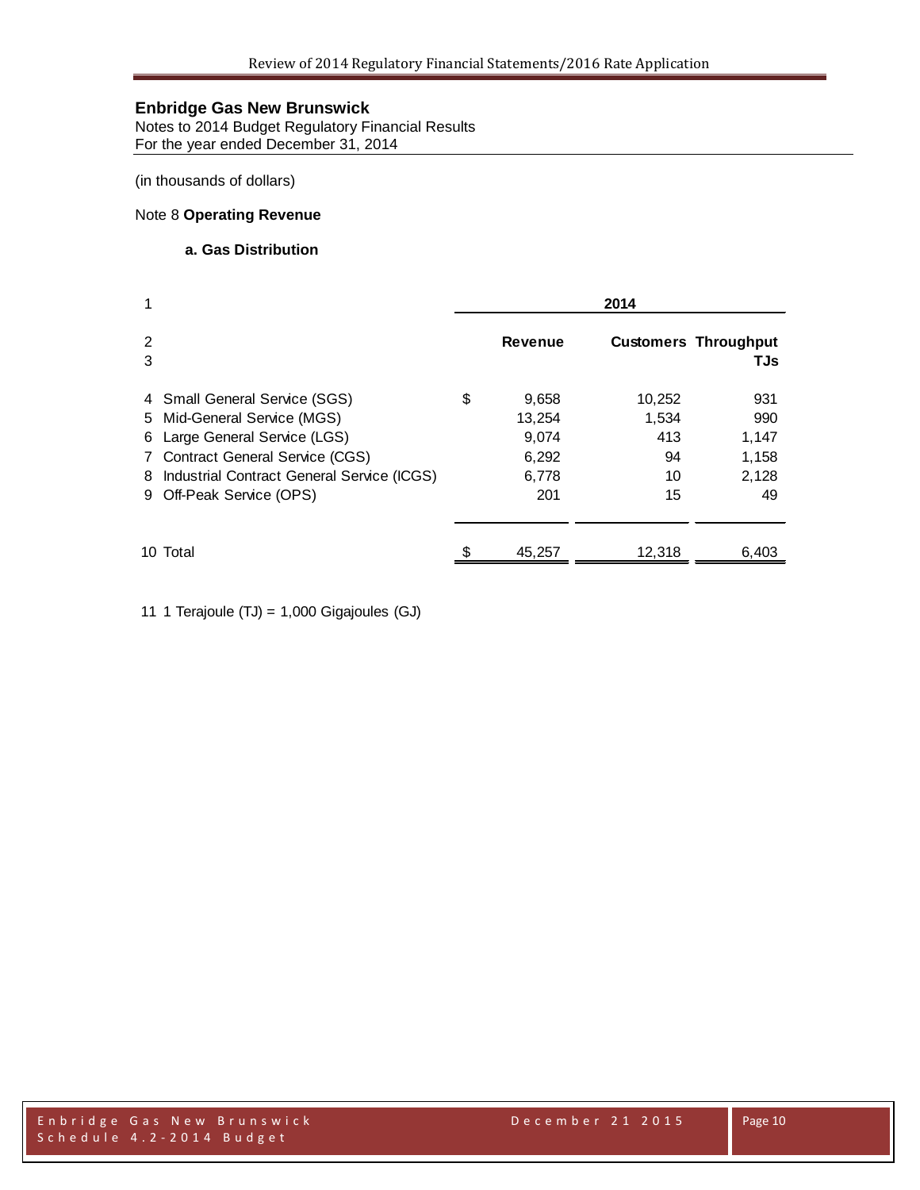**Enbridge Gas New Brunswick**
Notes to 2014 Budget Regulatory Financial Results
For the year ended December 31, 2014

(in thousands of dollars)

Note 8 **Operating Revenue**

**a. Gas Distribution**

| 1 | | 2014 | | | |
|---|---|---|---|---|---|
| 2 | | | Revenue | Customers | Throughput |
| 3 | | | | | TJs |
| 4 | Small General Service (SGS) | $ | 9,658 | 10,252 | 931 |
| 5 | Mid-General Service (MGS) | | 13,254 | 1,534 | 990 |
| 6 | Large General Service (LGS) | | 9,074 | 413 | 1,147 |
| 7 | Contract General Service (CGS) | | 6,292 | 94 | 1,158 |
| 8 | Industrial Contract General Service (ICGS) | | 6,778 | 10 | 2,128 |
| 9 | Off-Peak Service (OPS) | | 201 | 15 | 49 |
| 10 | Total | $ | 45,257 | 12,318 | 6,403 |

11 1 Terajoule (TJ) = 1,000 Gigajoules (GJ)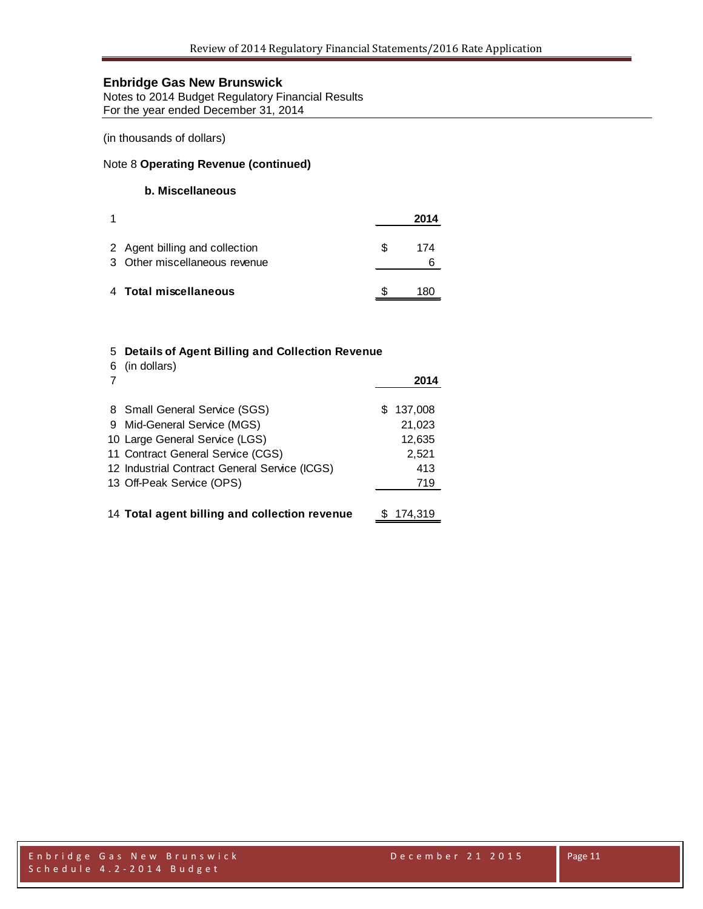**Enbridge Gas New Brunswick**
Notes to 2014 Budget Regulatory Financial Results
For the year ended December 31, 2014

(in thousands of dollars)

Note 8 **Operating Revenue (continued)**

### b. Miscellaneous

| 1 | | | 2014 |
|---|---|---|---|
| 2 | Agent billing and collection | $ | 174 |
| 3 | Other miscellaneous revenue | | 6 |
| 4 | **Total miscellaneous** | $ | 180 |

| 5 | **Details of Agent Billing and Collection Revenue** | |
|---|---|---|
| 6 | (in dollars) | |
| 7 | | **2014** |
| 8 | Small General Service (SGS) | $ 137,008 |
| 9 | Mid-General Service (MGS) | 21,023 |
| 10 | Large General Service (LGS) | 12,635 |
| 11 | Contract General Service (CGS) | 2,521 |
| 12 | Industrial Contract General Service (ICGS) | 413 |
| 13 | Off-Peak Service (OPS) | 719 |
| 14 | **Total agent billing and collection revenue** | $ 174,319 |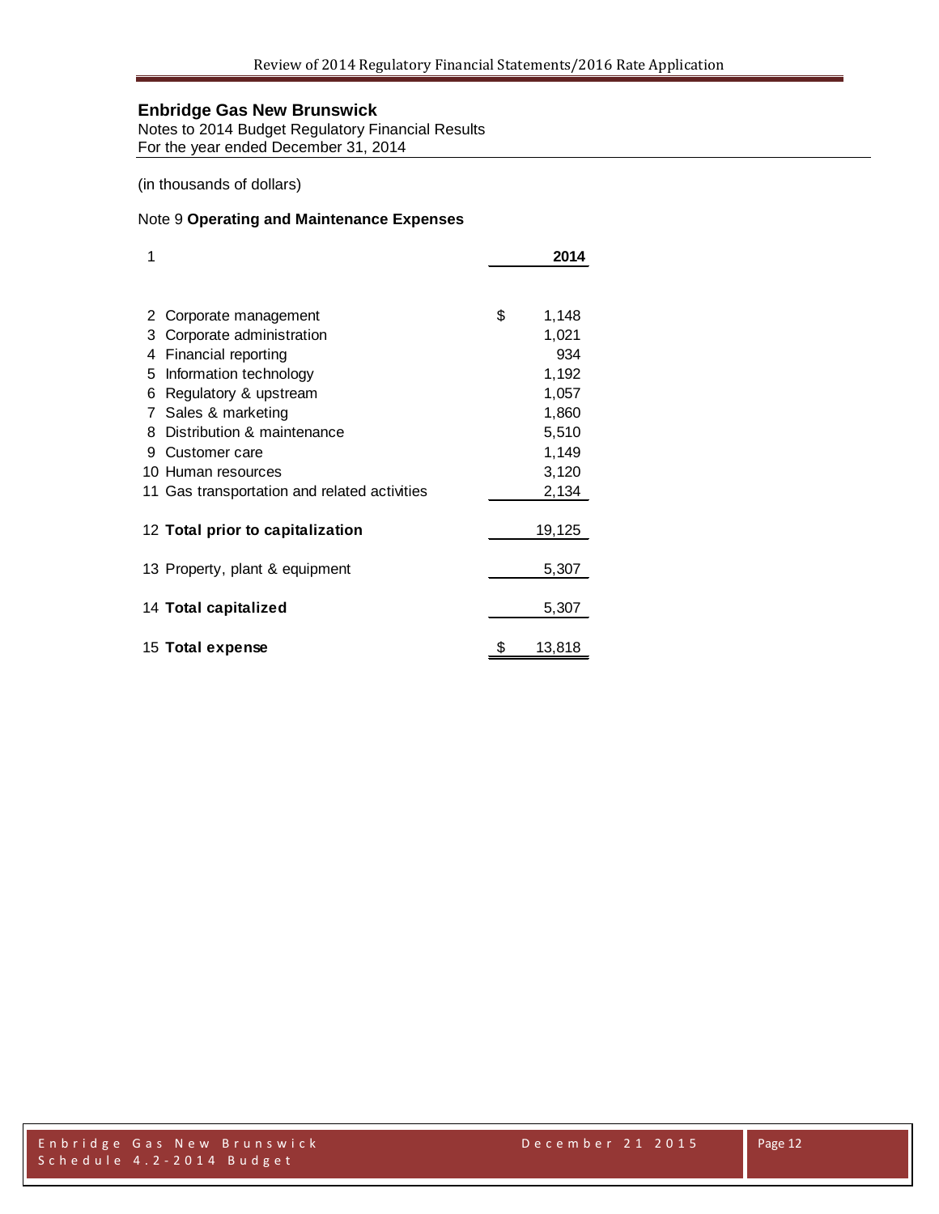## Enbridge Gas New Brunswick

Notes to 2014 Budget Regulatory Financial Results
For the year ended December 31, 2014

(in thousands of dollars)

### Note 9 **Operating and Maintenance Expenses**

| 1 | | | 2014 |
|---|---|---|---|
| 2 | Corporate management | $ | 1,148 |
| 3 | Corporate administration | | 1,021 |
| 4 | Financial reporting | | 934 |
| 5 | Information technology | | 1,192 |
| 6 | Regulatory & upstream | | 1,057 |
| 7 | Sales & marketing | | 1,860 |
| 8 | Distribution & maintenance | | 5,510 |
| 9 | Customer care | | 1,149 |
| 10 | Human resources | | 3,120 |
| 11 | Gas transportation and related activities | | 2,134 |
| 12 | **Total prior to capitalization** | | 19,125 |
| 13 | Property, plant & equipment | | 5,307 |
| 14 | **Total capitalized** | | 5,307 |
| 15 | **Total expense** | $ | 13,818 |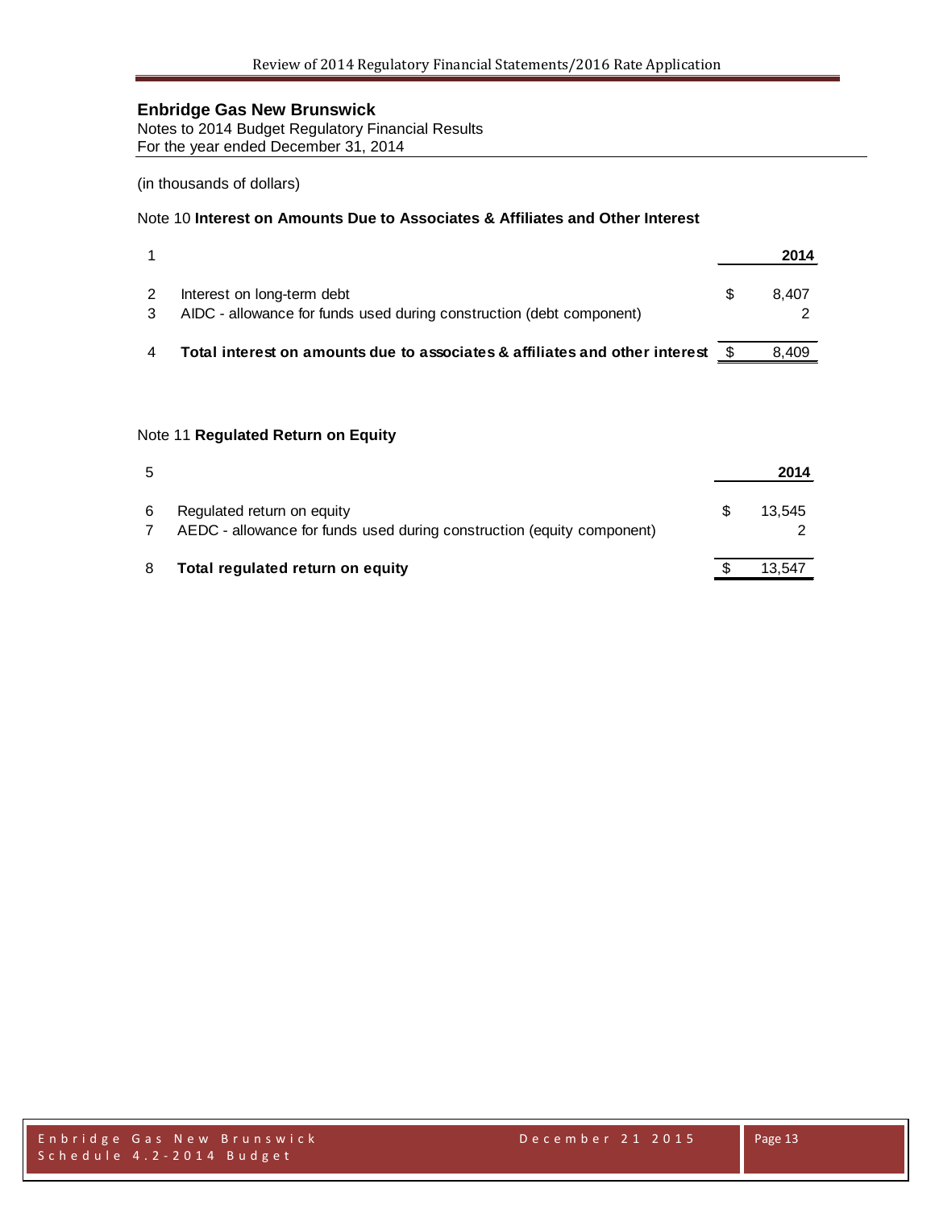## Enbridge Gas New Brunswick

Notes to 2014 Budget Regulatory Financial Results
For the year ended December 31, 2014

(in thousands of dollars)

### Note 10 **Interest on Amounts Due to Associates & Affiliates and Other Interest**

| 1 | | | **2014** |
|---|---|---|---|
| 2 | Interest on long-term debt | $ | 8,407 |
| 3 | AIDC - allowance for funds used during construction (debt component) | | 2 |
| 4 | **Total interest on amounts due to associates & affiliates and other interest** | $ | 8,409 |

### Note 11 **Regulated Return on Equity**

| 5 | | | **2014** |
|---|---|---|---|
| 6 | Regulated return on equity | $ | 13,545 |
| 7 | AEDC - allowance for funds used during construction (equity component) | | 2 |
| 8 | **Total regulated return on equity** | $ | 13,547 |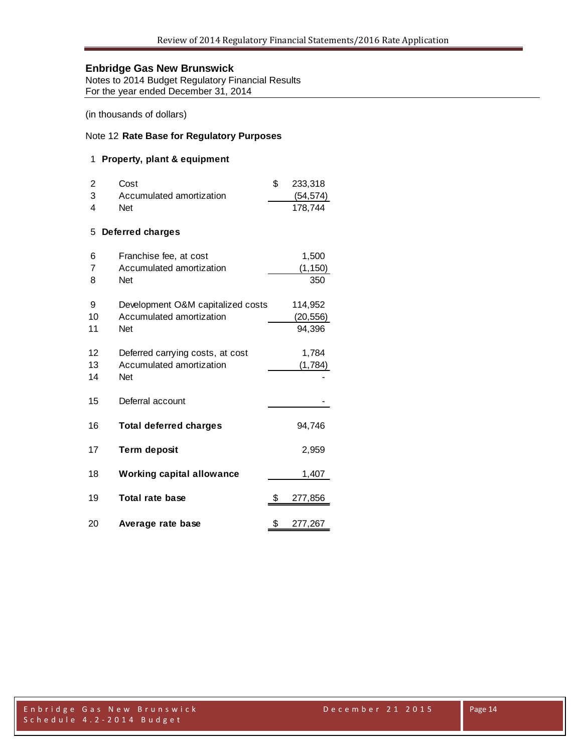## Enbridge Gas New Brunswick

Notes to 2014 Budget Regulatory Financial Results
For the year ended December 31, 2014

(in thousands of dollars)

Note 12 **Rate Base for Regulatory Purposes**

| | | |
|---|---|---|
| 1 | **Property, plant & equipment** | |
| 2 | Cost | $ 233,318 |
| 3 | Accumulated amortization | (54,574) |
| 4 | Net | 178,744 |
| 5 | **Deferred charges** | |
| 6 | Franchise fee, at cost | 1,500 |
| 7 | Accumulated amortization | (1,150) |
| 8 | Net | 350 |
| 9 | Development O&M capitalized costs | 114,952 |
| 10 | Accumulated amortization | (20,556) |
| 11 | Net | 94,396 |
| 12 | Deferred carrying costs, at cost | 1,784 |
| 13 | Accumulated amortization | (1,784) |
| 14 | Net | - |
| 15 | Deferral account | - |
| 16 | **Total deferred charges** | 94,746 |
| 17 | **Term deposit** | 2,959 |
| 18 | **Working capital allowance** | 1,407 |
| 19 | **Total rate base** | $ 277,856 |
| 20 | **Average rate base** | $ 277,267 |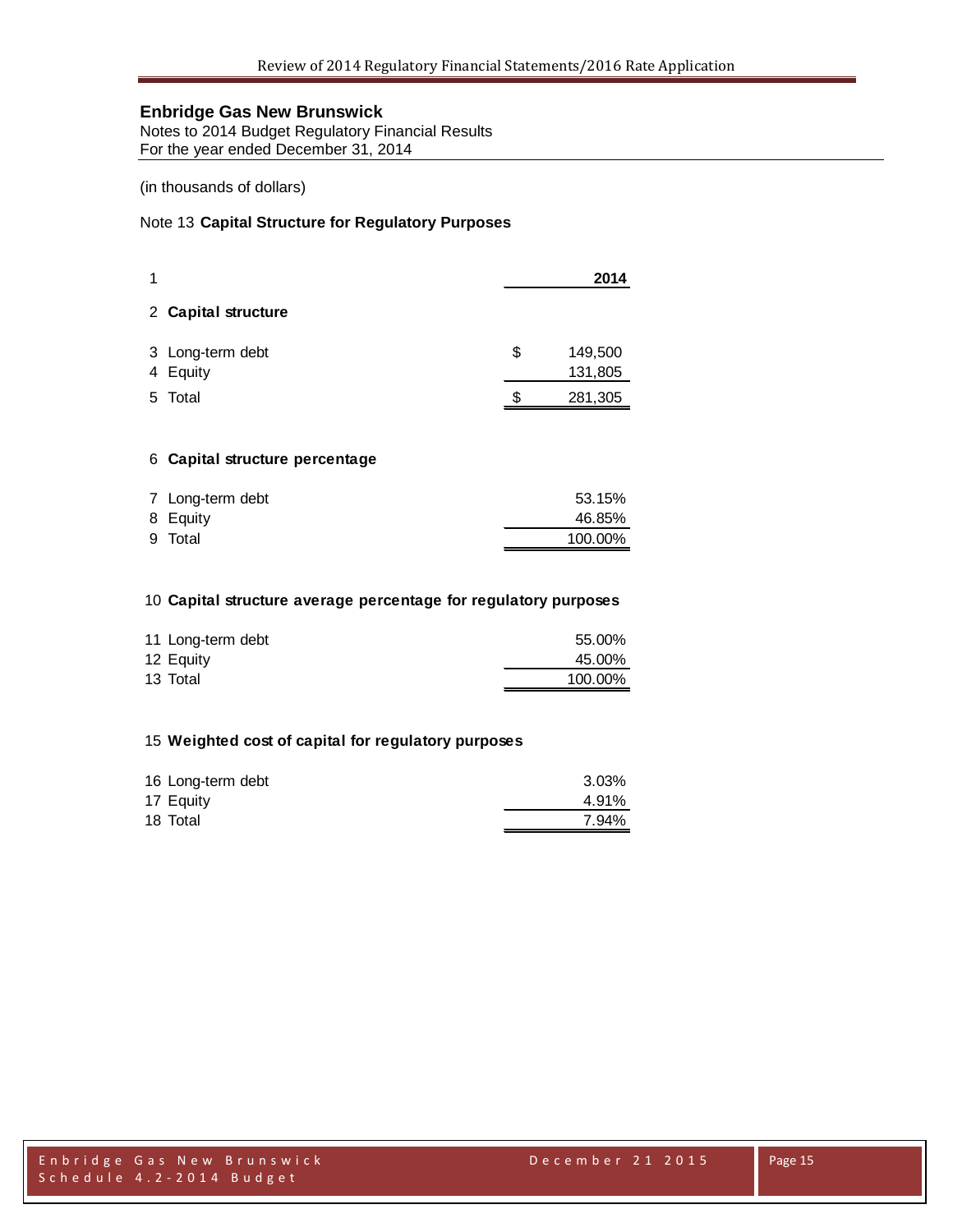**Enbridge Gas New Brunswick**
Notes to 2014 Budget Regulatory Financial Results
For the year ended December 31, 2014

(in thousands of dollars)

Note 13 **Capital Structure for Regulatory Purposes**

| Line | | 2014 |
|---|---|---|
| 1 | | **2014** |
| 2 | **Capital structure** | |
| 3 | Long-term debt | $ 149,500 |
| 4 | Equity | 131,805 |
| 5 | Total | $ 281,305 |
| 6 | **Capital structure percentage** | |
| 7 | Long-term debt | 53.15% |
| 8 | Equity | 46.85% |
| 9 | Total | 100.00% |
| 10 | **Capital structure average percentage for regulatory purposes** | |
| 11 | Long-term debt | 55.00% |
| 12 | Equity | 45.00% |
| 13 | Total | 100.00% |
| 15 | **Weighted cost of capital for regulatory purposes** | |
| 16 | Long-term debt | 3.03% |
| 17 | Equity | 4.91% |
| 18 | Total | 7.94% |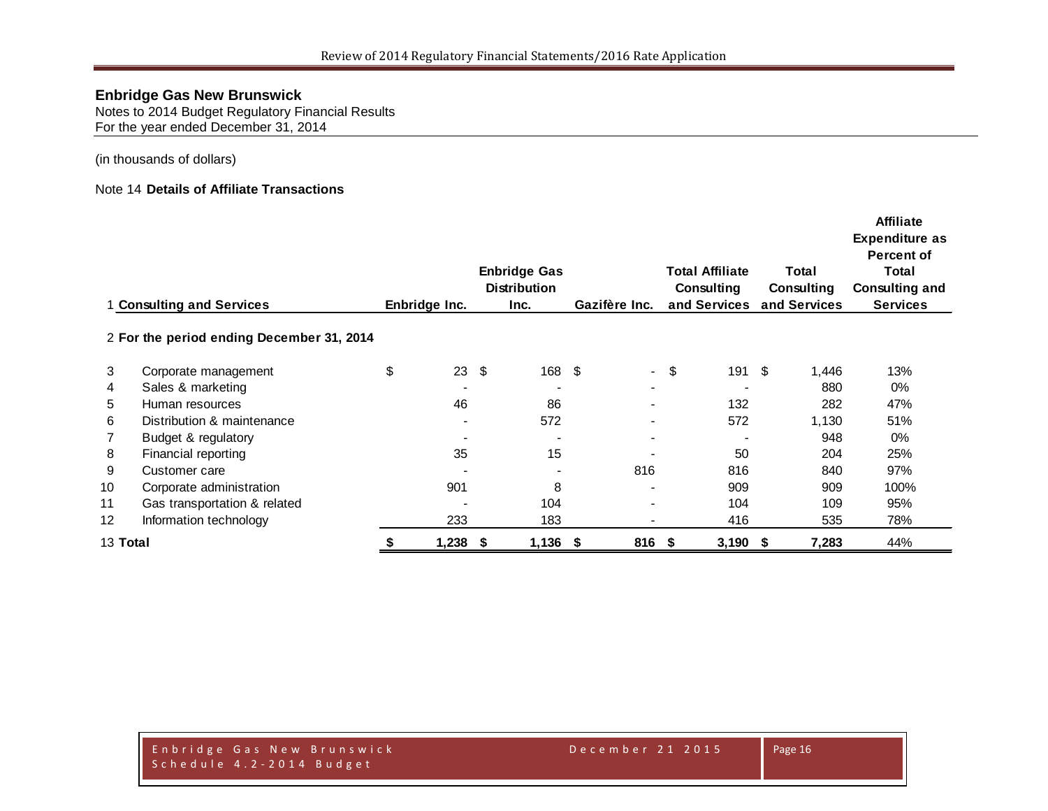**Enbridge Gas New Brunswick**
Notes to 2014 Budget Regulatory Financial Results
For the year ended December 31, 2014

(in thousands of dollars)

Note 14 **Details of Affiliate Transactions**

| | 1 Consulting and Services | Enbridge Inc. | Enbridge Gas Distribution Inc. | Gazifère Inc. | Total Affiliate Consulting and Services | Total Consulting and Services | Affiliate Expenditure as Percent of Total Consulting and Services |
|---|---|---|---|---|---|---|---|
| 2 | **For the period ending December 31, 2014** | | | | | | |
| 3 | Corporate management | $ 23 | $ 168 | $ - | $ 191 | $ 1,446 | 13% |
| 4 | Sales & marketing | - | - | - | - | 880 | 0% |
| 5 | Human resources | 46 | 86 | - | 132 | 282 | 47% |
| 6 | Distribution & maintenance | - | 572 | - | 572 | 1,130 | 51% |
| 7 | Budget & regulatory | - | - | - | - | 948 | 0% |
| 8 | Financial reporting | 35 | 15 | - | 50 | 204 | 25% |
| 9 | Customer care | - | - | 816 | 816 | 840 | 97% |
| 10 | Corporate administration | 901 | 8 | - | 909 | 909 | 100% |
| 11 | Gas transportation & related | - | 104 | - | 104 | 109 | 95% |
| 12 | Information technology | 233 | 183 | - | 416 | 535 | 78% |
| 13 | **Total** | **$ 1,238** | **$ 1,136** | **$ 816** | **$ 3,190** | **$ 7,283** | 44% |